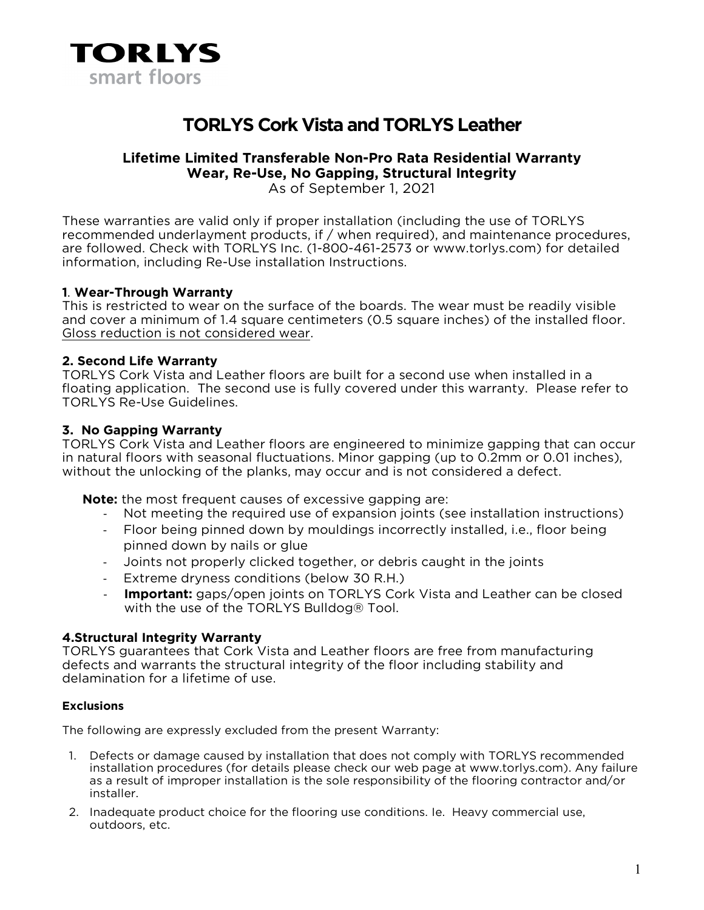**TORLYS**
smart floors

# TORLYS Cork Vista and TORLYS Leather

**Lifetime Limited Transferable Non-Pro Rata Residential Warranty**
**Wear, Re-Use, No Gapping, Structural Integrity**
As of September 1, 2021

These warranties are valid only if proper installation (including the use of TORLYS recommended underlayment products, if / when required), and maintenance procedures, are followed. Check with TORLYS Inc. (1-800-461-2573 or www.torlys.com) for detailed information, including Re-Use installation Instructions.

### 1. Wear-Through Warranty

This is restricted to wear on the surface of the boards. The wear must be readily visible and cover a minimum of 1.4 square centimeters (0.5 square inches) of the installed floor. Gloss reduction is not considered wear.

### 2. Second Life Warranty

TORLYS Cork Vista and Leather floors are built for a second use when installed in a floating application. The second use is fully covered under this warranty. Please refer to TORLYS Re-Use Guidelines.

### 3. No Gapping Warranty

TORLYS Cork Vista and Leather floors are engineered to minimize gapping that can occur in natural floors with seasonal fluctuations. Minor gapping (up to 0.2mm or 0.01 inches), without the unlocking of the planks, may occur and is not considered a defect.

**Note:** the most frequent causes of excessive gapping are:

- Not meeting the required use of expansion joints (see installation instructions)
- Floor being pinned down by mouldings incorrectly installed, i.e., floor being pinned down by nails or glue
- Joints not properly clicked together, or debris caught in the joints
- Extreme dryness conditions (below 30 R.H.)
- **Important:** gaps/open joints on TORLYS Cork Vista and Leather can be closed with the use of the TORLYS Bulldog® Tool.

### 4. Structural Integrity Warranty

TORLYS guarantees that Cork Vista and Leather floors are free from manufacturing defects and warrants the structural integrity of the floor including stability and delamination for a lifetime of use.

#### Exclusions

The following are expressly excluded from the present Warranty:

1. Defects or damage caused by installation that does not comply with TORLYS recommended installation procedures (for details please check our web page at www.torlys.com). Any failure as a result of improper installation is the sole responsibility of the flooring contractor and/or installer.
2. Inadequate product choice for the flooring use conditions. Ie. Heavy commercial use, outdoors, etc.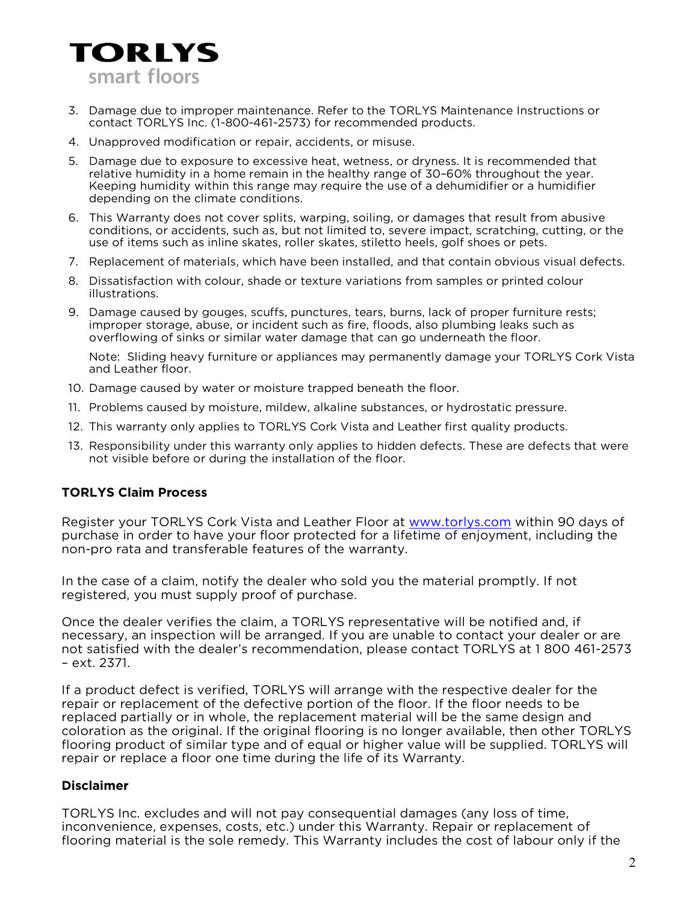3. Damage due to improper maintenance. Refer to the TORLYS Maintenance Instructions or contact TORLYS Inc. (1-800-461-2573) for recommended products.
4. Unapproved modification or repair, accidents, or misuse.
5. Damage due to exposure to excessive heat, wetness, or dryness. It is recommended that relative humidity in a home remain in the healthy range of 30–60% throughout the year. Keeping humidity within this range may require the use of a dehumidifier or a humidifier depending on the climate conditions.
6. This Warranty does not cover splits, warping, soiling, or damages that result from abusive conditions, or accidents, such as, but not limited to, severe impact, scratching, cutting, or the use of items such as inline skates, roller skates, stiletto heels, golf shoes or pets.
7. Replacement of materials, which have been installed, and that contain obvious visual defects.
8. Dissatisfaction with colour, shade or texture variations from samples or printed colour illustrations.
9. Damage caused by gouges, scuffs, punctures, tears, burns, lack of proper furniture rests; improper storage, abuse, or incident such as fire, floods, also plumbing leaks such as overflowing of sinks or similar water damage that can go underneath the floor.

   Note: Sliding heavy furniture or appliances may permanently damage your TORLYS Cork Vista and Leather floor.
10. Damage caused by water or moisture trapped beneath the floor.
11. Problems caused by moisture, mildew, alkaline substances, or hydrostatic pressure.
12. This warranty only applies to TORLYS Cork Vista and Leather first quality products.
13. Responsibility under this warranty only applies to hidden defects. These are defects that were not visible before or during the installation of the floor.

**TORLYS Claim Process**

Register your TORLYS Cork Vista and Leather Floor at www.torlys.com within 90 days of purchase in order to have your floor protected for a lifetime of enjoyment, including the non-pro rata and transferable features of the warranty.

In the case of a claim, notify the dealer who sold you the material promptly. If not registered, you must supply proof of purchase.

Once the dealer verifies the claim, a TORLYS representative will be notified and, if necessary, an inspection will be arranged. If you are unable to contact your dealer or are not satisfied with the dealer's recommendation, please contact TORLYS at 1 800 461-2573 – ext. 2371.

If a product defect is verified, TORLYS will arrange with the respective dealer for the repair or replacement of the defective portion of the floor. If the floor needs to be replaced partially or in whole, the replacement material will be the same design and coloration as the original. If the original flooring is no longer available, then other TORLYS flooring product of similar type and of equal or higher value will be supplied. TORLYS will repair or replace a floor one time during the life of its Warranty.

**Disclaimer**

TORLYS Inc. excludes and will not pay consequential damages (any loss of time, inconvenience, expenses, costs, etc.) under this Warranty. Repair or replacement of flooring material is the sole remedy. This Warranty includes the cost of labour only if the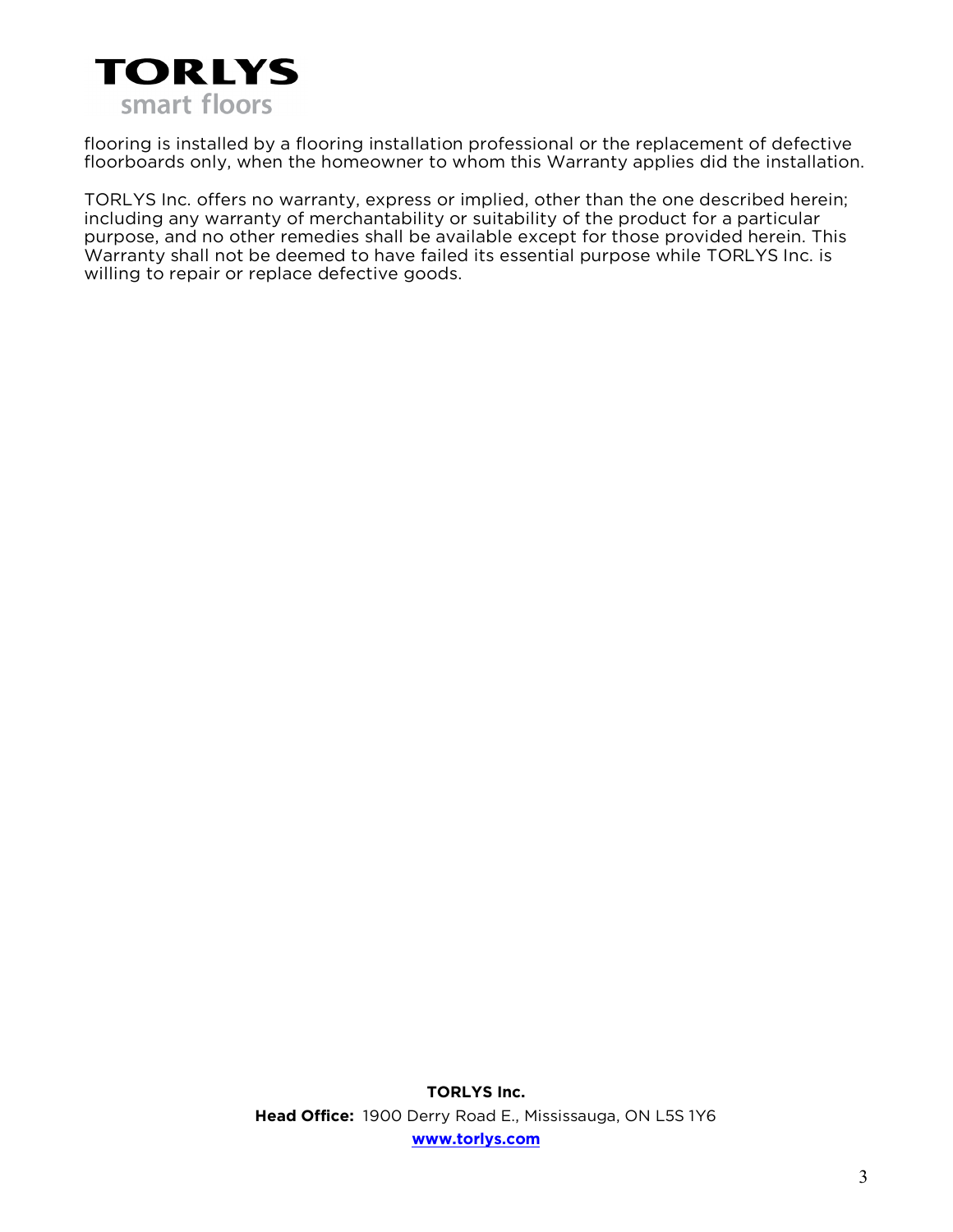flooring is installed by a flooring installation professional or the replacement of defective floorboards only, when the homeowner to whom this Warranty applies did the installation.

TORLYS Inc. offers no warranty, express or implied, other than the one described herein; including any warranty of merchantability or suitability of the product for a particular purpose, and no other remedies shall be available except for those provided herein. This Warranty shall not be deemed to have failed its essential purpose while TORLYS Inc. is willing to repair or replace defective goods.

**TORLYS Inc.**

**Head Office:** 1900 Derry Road E., Mississauga, ON L5S 1Y6

**www.torlys.com**